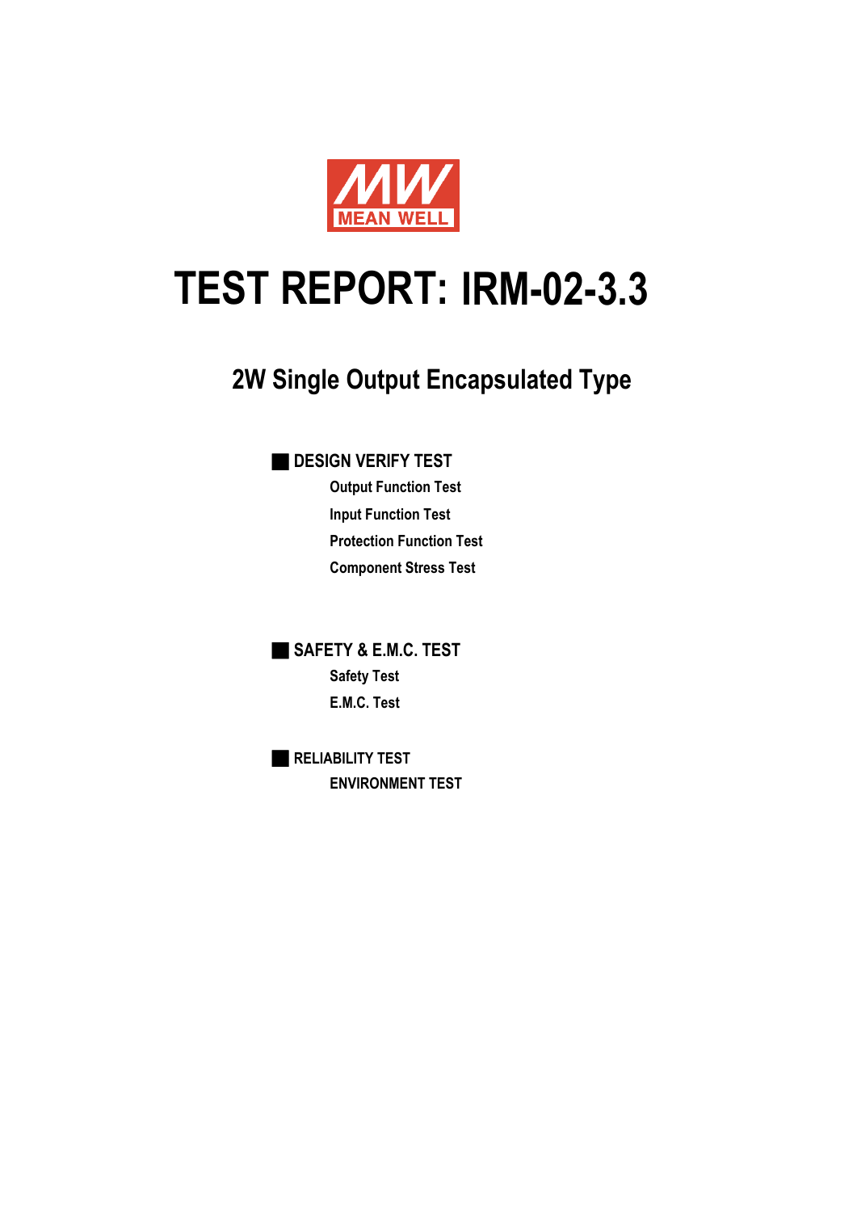MEAN WELL

# TEST REPORT: IRM-02-3.3

## 2W Single Output Encapsulated Type

■ **DESIGN VERIFY TEST**

- Output Function Test
- Input Function Test
- Protection Function Test
- Component Stress Test

■ **SAFETY & E.M.C. TEST**

- Safety Test
- E.M.C. Test

■ **RELIABILITY TEST**

- ENVIRONMENT TEST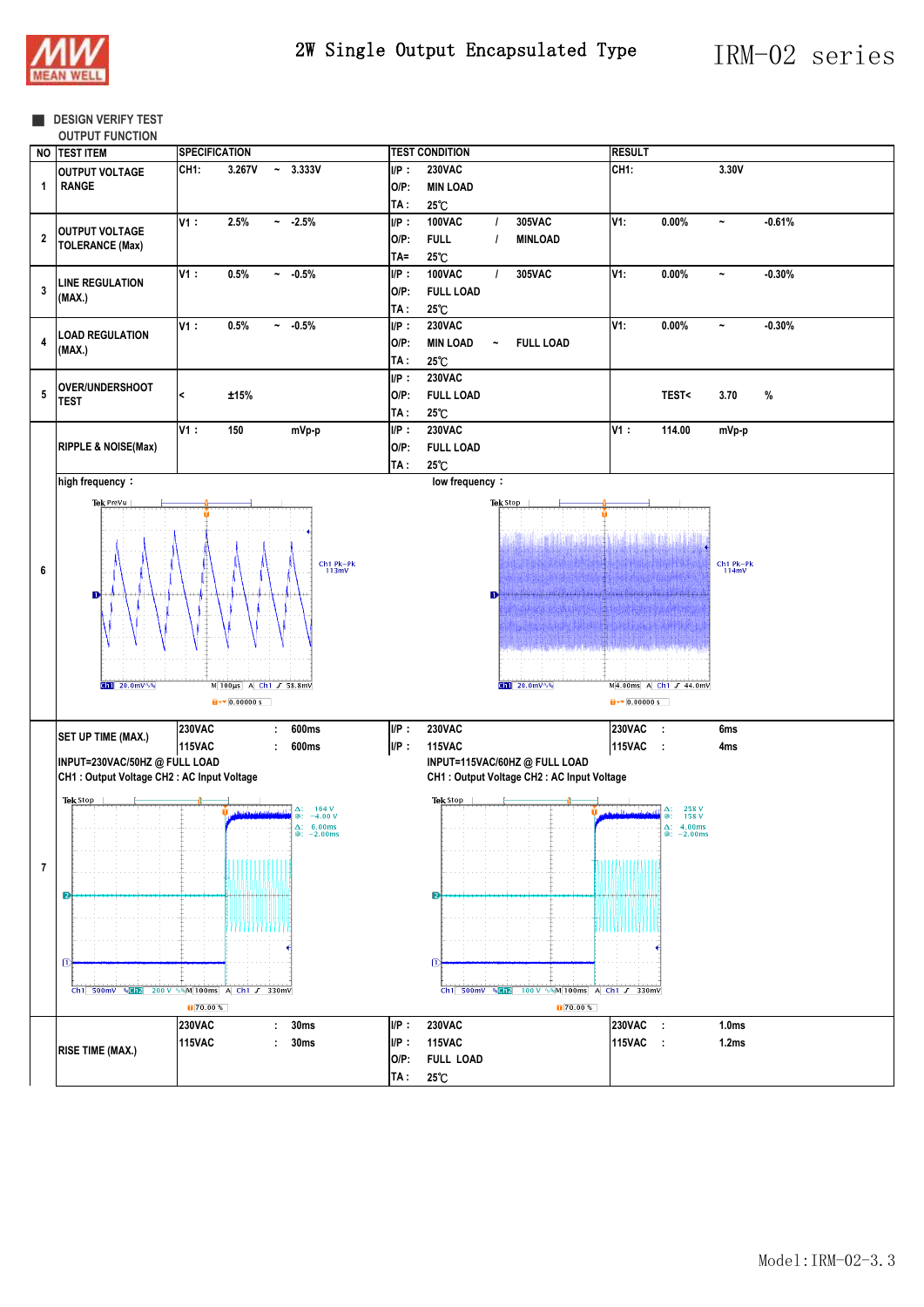# 2W Single Output Encapsulated Type — IRM-02 series

## DESIGN VERIFY TEST

### OUTPUT FUNCTION

| NO | TEST ITEM | SPECIFICATION | TEST CONDITION | RESULT |
|---|---|---|---|---|
| 1 | OUTPUT VOLTAGE RANGE | CH1: 3.267V ~ 3.333V | I/P : 230VAC<br>O/P: MIN LOAD<br>TA : 25℃ | CH1: 3.30V |
| 2 | OUTPUT VOLTAGE TOLERANCE (Max) | V1 : 2.5% ~ -2.5% | I/P : 100VAC / 305VAC<br>O/P: FULL / MINLOAD<br>TA= 25℃ | V1: 0.00% ~ -0.61% |
| 3 | LINE REGULATION (MAX.) | V1 : 0.5% ~ -0.5% | I/P : 100VAC / 305VAC<br>O/P: FULL LOAD<br>TA : 25℃ | V1: 0.00% ~ -0.30% |
| 4 | LOAD REGULATION (MAX.) | V1 : 0.5% ~ -0.5% | I/P : 230VAC<br>O/P: MIN LOAD ~ FULL LOAD<br>TA : 25℃ | V1: 0.00% ~ -0.30% |
| 5 | OVER/UNDERSHOOT TEST | < ±15% | I/P : 230VAC<br>O/P: FULL LOAD<br>TA : 25℃ | TEST< 3.70 % |
| 6 | RIPPLE & NOISE(Max) | V1 : 150 mVp-p | I/P : 230VAC<br>O/P: FULL LOAD<br>TA : 25℃ | V1 : 114.00 mVp-p |
| 7 | SET UP TIME (MAX.) | 230VAC : 600ms<br>115VAC : 600ms | I/P : 230VAC<br>I/P : 115VAC | 230VAC : 6ms<br>115VAC : 4ms |
|  | RISE TIME (MAX.) | 230VAC : 30ms<br>115VAC : 30ms | I/P : 230VAC<br>I/P : 115VAC<br>O/P: FULL LOAD<br>TA : 25℃ | 230VAC : 1.0ms<br>115VAC : 1.2ms |

**6 — high frequency :** (Ch1 Pk-Pk 113mV; Ch1 20.0mV; M 100µs; A Ch1 58.8mV)

**low frequency :** (Ch1 Pk-Pk 114mV; Ch1 20.0mV; M 4.00ms; A Ch1 44.0mV)

**7 — SET UP TIME**

INPUT=230VAC/50HZ @ FULL LOAD
CH1 : Output Voltage CH2 : AC Input Voltage

(Δ: 164 V, @: -4.00 V; Δ: 6.00ms, @: -2.00ms; Ch1 500mV, Ch2 200 V, M 100ms, A Ch1 330mV)

INPUT=115VAC/60HZ @ FULL LOAD
CH1 : Output Voltage CH2 : AC Input Voltage

(Δ: 258 V, @: 158 V; Δ: 4.00ms, @: -2.00ms; Ch1 500mV, Ch2 100 V, M 100ms, A Ch1 330mV)

Model:IRM-02-3.3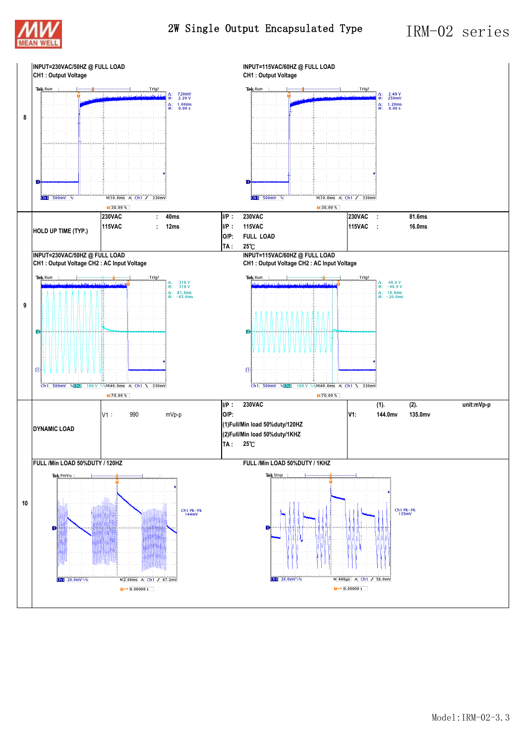# 2W Single Output Encapsulated Type — IRM-02 series

| | | | | |
|---|---|---|---|---|
| 8 | INPUT=230VAC/50HZ @ FULL LOAD<br>CH1 : Output Voltage | | INPUT=115VAC/60HZ @ FULL LOAD<br>CH1 : Output Voltage | |
| | HOLD UP TIME (TYP.) | 230VAC : 40ms<br>115VAC : 12ms | I/P : 230VAC<br>I/P : 115VAC<br>O/P: FULL LOAD<br>TA : 25℃ | 230VAC : 81.6ms<br>115VAC : 16.0ms |
| 9 | INPUT=230VAC/50HZ @ FULL LOAD<br>CH1 : Output Voltage CH2 : AC Input Voltage | | INPUT=115VAC/60HZ @ FULL LOAD<br>CH1 : Output Voltage CH2 : AC Input Voltage | |
| | DYNAMIC LOAD | V1 : 990 mVp-p | I/P : 230VAC<br>O/P:<br>(1)Full/Min load 50%duty/120HZ<br>(2)Full/Min load 50%duty/1KHZ<br>TA : 25℃ | (1). (2). unit:mVp-p<br>V1: 144.0mv 135.0mv |
| 10 | FULL /Min LOAD 50%DUTY / 120HZ | | FULL /Min LOAD 50%DUTY / 1KHZ | |

Model:IRM-02-3.3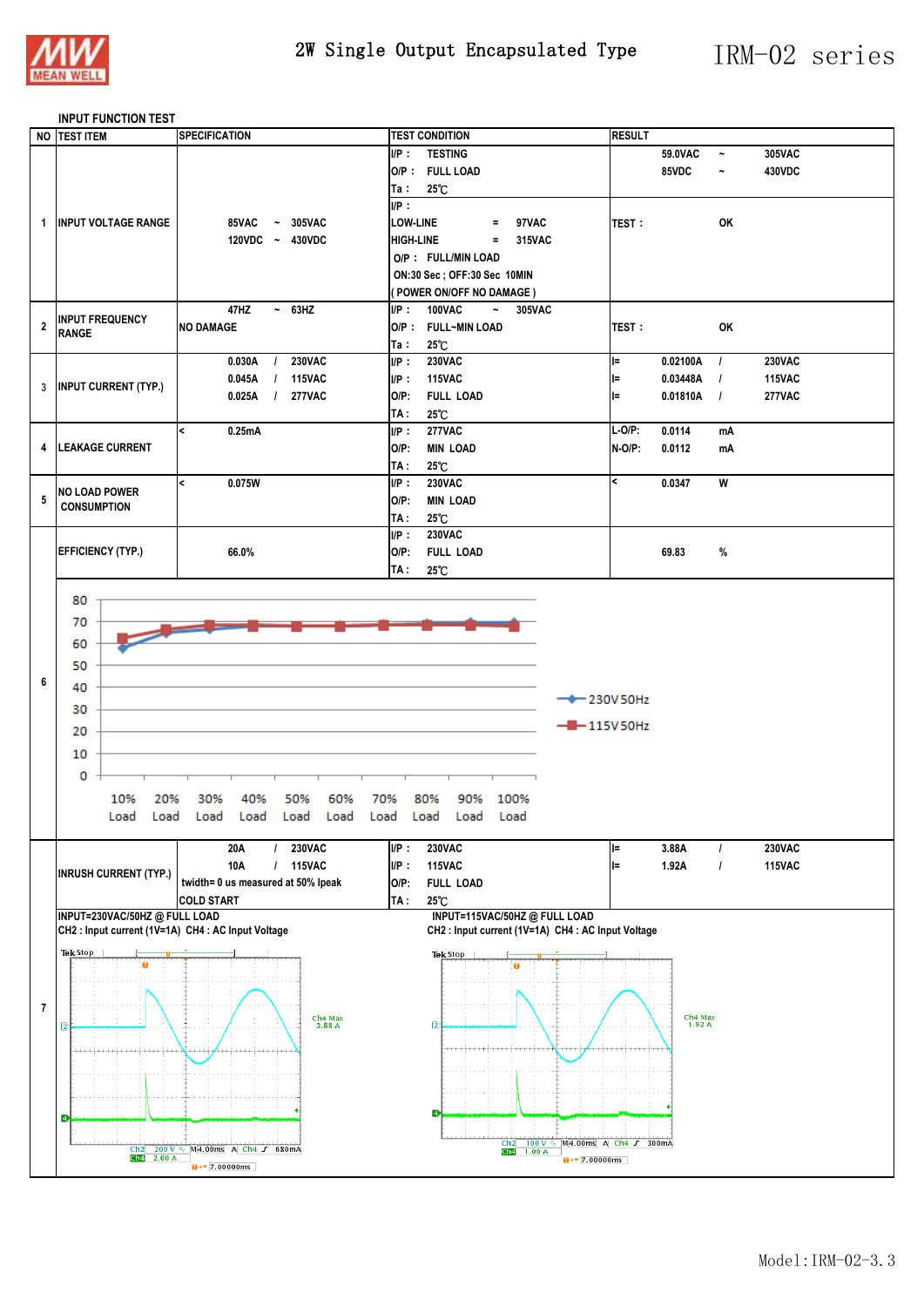# 2W Single Output Encapsulated Type — IRM-02 series

## INPUT FUNCTION TEST

| NO | TEST ITEM | SPECIFICATION | TEST CONDITION | RESULT |
|---|---|---|---|---|
| 1 | INPUT VOLTAGE RANGE | 85VAC ~ 305VAC<br>120VDC ~ 430VDC | I/P : TESTING<br>O/P : FULL LOAD<br>Ta : 25℃ | 59.0VAC ~ 305VAC<br>85VDC ~ 430VDC |
| | | | I/P :<br>LOW-LINE = 97VAC<br>HIGH-LINE = 315VAC<br>O/P : FULL/MIN LOAD<br>ON:30 Sec ; OFF:30 Sec 10MIN<br>( POWER ON/OFF NO DAMAGE ) | TEST : OK |
| 2 | INPUT FREQUENCY RANGE | 47HZ ~ 63HZ<br>NO DAMAGE | I/P : 100VAC ~ 305VAC<br>O/P : FULL~MIN LOAD<br>Ta : 25℃ | TEST : OK |
| 3 | INPUT CURRENT (TYP.) | 0.030A / 230VAC<br>0.045A / 115VAC<br>0.025A / 277VAC | I/P : 230VAC<br>I/P : 115VAC<br>O/P: FULL LOAD<br>TA : 25℃ | I= 0.02100A / 230VAC<br>I= 0.03448A / 115VAC<br>I= 0.01810A / 277VAC |
| 4 | LEAKAGE CURRENT | < 0.25mA | I/P : 277VAC<br>O/P: MIN LOAD<br>TA : 25℃ | L-O/P: 0.0114 mA<br>N-O/P: 0.0112 mA |
| 5 | NO LOAD POWER CONSUMPTION | < 0.075W | I/P : 230VAC<br>O/P: MIN LOAD<br>TA : 25℃ | < 0.0347 W |
| 6 | EFFICIENCY (TYP.) | 66.0% | I/P : 230VAC<br>O/P: FULL LOAD<br>TA : 25℃ | 69.83 % |
| 7 | INRUSH CURRENT (TYP.) | 20A / 230VAC<br>10A / 115VAC<br>twidth= 0 us measured at 50% Ipeak<br>COLD START | I/P : 230VAC<br>I/P : 115VAC<br>O/P: FULL LOAD<br>TA : 25℃ | I= 3.88A / 230VAC<br>I= 1.92A / 115VAC |

Efficiency chart (Y axis 0–80; X axis: 10% Load, 20% Load, 30% Load, 40% Load, 50% Load, 60% Load, 70% Load, 80% Load, 90% Load, 100% Load)

Legend: 230V 50Hz; 115V 50Hz

INPUT=230VAC/50HZ @ FULL LOAD
CH2 : Input current (1V=1A) CH4 : AC Input Voltage

Tek Stop — Ch4 Max 3.88 A — Ch2 200 V, M4.00ms, A Ch4 680mA, Ch4 2.00 A, 7.00000ms

INPUT=115VAC/50HZ @ FULL LOAD
CH2 : Input current (1V=1A) CH4 : AC Input Voltage

Tek Stop — Ch4 Max 1.92 A — Ch2 100 V, M4.00ms, A Ch4 300mA, Ch4 1.00 A, 7.00000ms

Model:IRM-02-3.3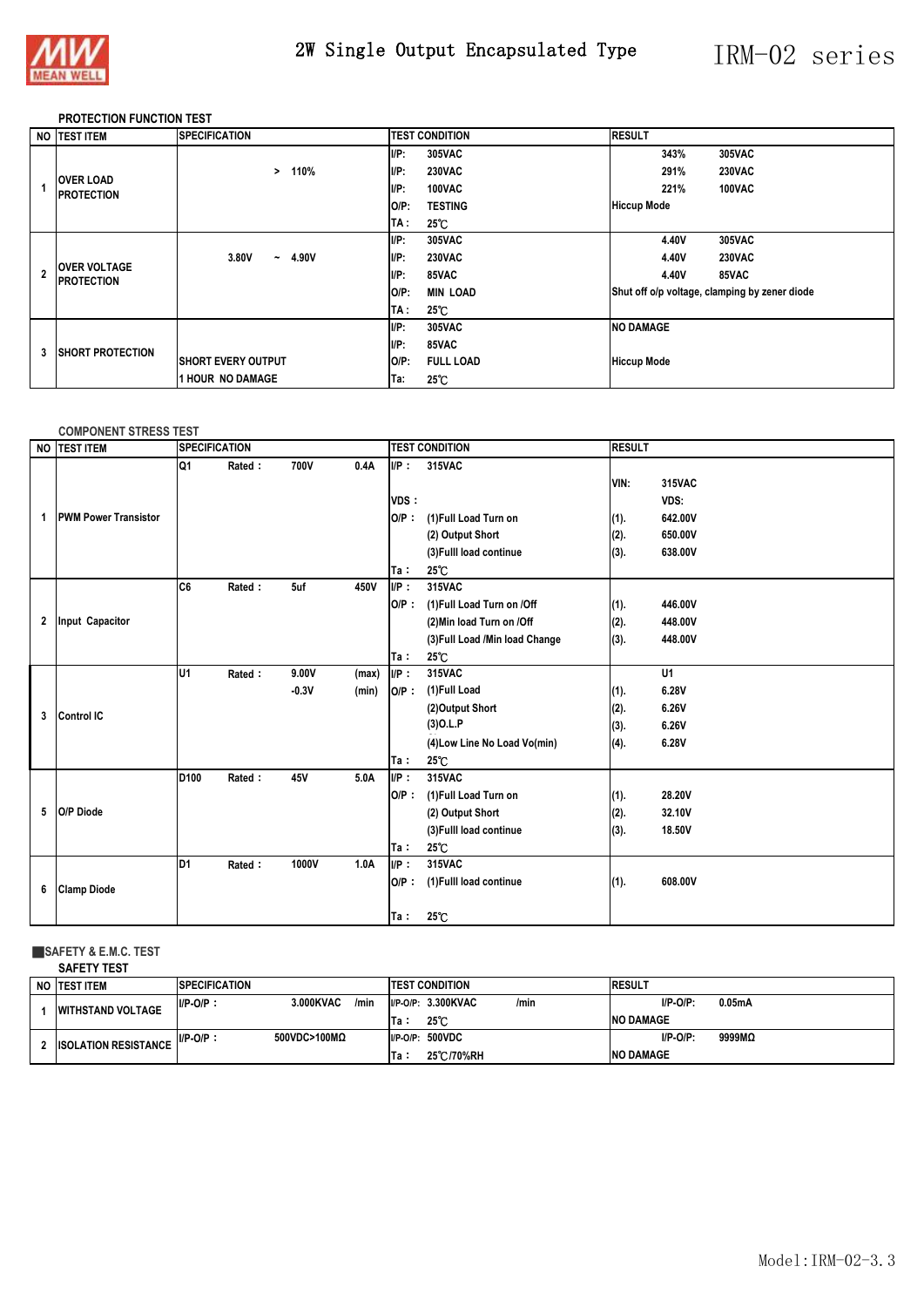## PROTECTION FUNCTION TEST

| NO | TEST ITEM | SPECIFICATION | TEST CONDITION | RESULT |
|---|---|---|---|---|
| 1 | OVER LOAD PROTECTION | > 110% | I/P: 305VAC<br>I/P: 230VAC<br>I/P: 100VAC<br>O/P: TESTING<br>TA : 25℃ | 343% 305VAC<br>291% 230VAC<br>221% 100VAC<br>Hiccup Mode |
| 2 | OVER VOLTAGE PROTECTION | 3.80V ~ 4.90V | I/P: 305VAC<br>I/P: 230VAC<br>I/P: 85VAC<br>O/P: MIN LOAD<br>TA : 25℃ | 4.40V 305VAC<br>4.40V 230VAC<br>4.40V 85VAC<br>Shut off o/p voltage, clamping by zener diode |
| 3 | SHORT PROTECTION | SHORT EVERY OUTPUT<br>1 HOUR NO DAMAGE | I/P: 305VAC<br>I/P: 85VAC<br>O/P: FULL LOAD<br>Ta: 25℃ | NO DAMAGE<br>Hiccup Mode |

## COMPONENT STRESS TEST

| NO | TEST ITEM | SPECIFICATION | TEST CONDITION | RESULT |
|---|---|---|---|---|
| 1 | PWM Power Transistor | Q1 Rated : 700V 0.4A | I/P : 315VAC<br>VDS :<br>O/P : (1)Full Load Turn on<br>(2) Output Short<br>(3)Fulll load continue<br>Ta : 25℃ | VIN: 315VAC<br>VDS:<br>(1). 642.00V<br>(2). 650.00V<br>(3). 638.00V |
| 2 | Input Capacitor | C6 Rated : 5uf 450V | I/P : 315VAC<br>O/P : (1)Full Load Turn on /Off<br>(2)Min load Turn on /Off<br>(3)Full Load /Min load Change<br>Ta : 25℃ | (1). 446.00V<br>(2). 448.00V<br>(3). 448.00V |
| 3 | Control IC | U1 Rated : 9.00V (max)<br>-0.3V (min) | I/P : 315VAC<br>O/P : (1)Full Load<br>(2)Output Short<br>(3)O.L.P<br>(4)Low Line No Load Vo(min)<br>Ta : 25℃ | U1<br>(1). 6.28V<br>(2). 6.26V<br>(3). 6.26V<br>(4). 6.28V |
| 5 | O/P Diode | D100 Rated : 45V 5.0A | I/P : 315VAC<br>O/P : (1)Full Load Turn on<br>(2) Output Short<br>(3)Fulll load continue<br>Ta : 25℃ | (1). 28.20V<br>(2). 32.10V<br>(3). 18.50V |
| 6 | Clamp Diode | D1 Rated : 1000V 1.0A | I/P : 315VAC<br>O/P : (1)Fulll load continue<br>Ta : 25℃ | (1). 608.00V |

## ■SAFETY & E.M.C. TEST

### SAFETY TEST

| NO | TEST ITEM | SPECIFICATION | TEST CONDITION | RESULT |
|---|---|---|---|---|
| 1 | WITHSTAND VOLTAGE | I/P-O/P : 3.000KVAC /min | I/P-O/P: 3.300KVAC /min<br>Ta : 25℃ | I/P-O/P: 0.05mA<br>NO DAMAGE |
| 2 | ISOLATION RESISTANCE | I/P-O/P : 500VDC>100MΩ | I/P-O/P: 500VDC<br>Ta : 25℃/70%RH | I/P-O/P: 9999MΩ<br>NO DAMAGE |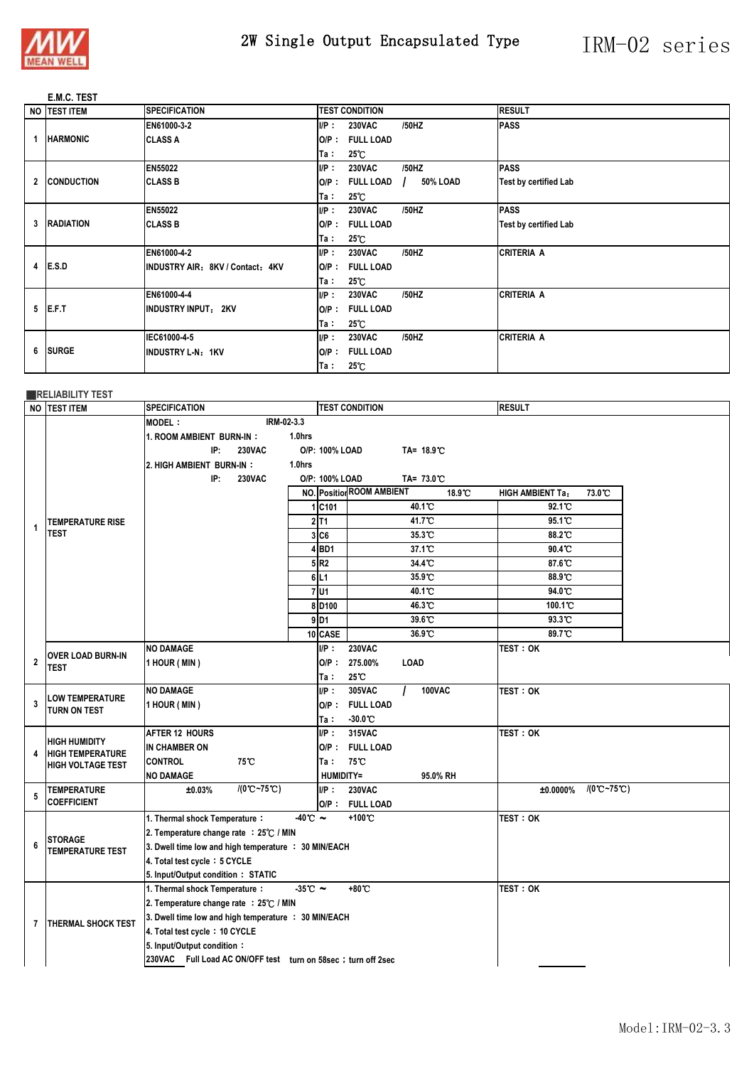2W Single Output Encapsulated Type

IRM-02 series

E.M.C. TEST

| NO | TEST ITEM | SPECIFICATION | TEST CONDITION | RESULT |
|---|---|---|---|---|
| 1 | HARMONIC | EN61000-3-2<br>CLASS A | I/P : 230VAC /50HZ<br>O/P : FULL LOAD<br>Ta : 25℃ | PASS |
| 2 | CONDUCTION | EN55022<br>CLASS B | I/P : 230VAC /50HZ<br>O/P : FULL LOAD / 50% LOAD<br>Ta : 25℃ | PASS<br>Test by certified Lab |
| 3 | RADIATION | EN55022<br>CLASS B | I/P : 230VAC /50HZ<br>O/P : FULL LOAD<br>Ta : 25℃ | PASS<br>Test by certified Lab |
| 4 | E.S.D | EN61000-4-2<br>INDUSTRY AIR：8KV / Contact：4KV | I/P : 230VAC /50HZ<br>O/P : FULL LOAD<br>Ta : 25℃ | CRITERIA A |
| 5 | E.F.T | EN61000-4-4<br>INDUSTRY INPUT：2KV | I/P : 230VAC /50HZ<br>O/P : FULL LOAD<br>Ta : 25℃ | CRITERIA A |
| 6 | SURGE | IEC61000-4-5<br>INDUSTRY L-N：1KV | I/P : 230VAC /50HZ<br>O/P : FULL LOAD<br>Ta : 25℃ | CRITERIA A |

RELIABILITY TEST

| NO | TEST ITEM | SPECIFICATION | TEST CONDITION | RESULT |
|---|---|---|---|---|
| 1 | TEMPERATURE RISE TEST | MODEL : IRM-02-3.3<br>1. ROOM AMBIENT BURN-IN : 1.0hrs<br>IP: 230VAC O/P: 100% LOAD TA= 18.9℃<br>2. HIGH AMBIENT BURN-IN : 1.0hrs<br>IP: 230VAC O/P: 100% LOAD TA= 73.0℃ | | |

| NO. | Position | ROOM AMBIENT 18.9℃ | HIGH AMBIENT Ta: 73.0℃ |
|---|---|---|---|
| 1 | C101 | 40.1℃ | 92.1℃ |
| 2 | T1 | 41.7℃ | 95.1℃ |
| 3 | C6 | 35.3℃ | 88.2℃ |
| 4 | BD1 | 37.1℃ | 90.4℃ |
| 5 | R2 | 34.4℃ | 87.6℃ |
| 6 | L1 | 35.9℃ | 88.9℃ |
| 7 | U1 | 40.1℃ | 94.0℃ |
| 8 | D100 | 46.3℃ | 100.1℃ |
| 9 | D1 | 39.6℃ | 93.3℃ |
| 10 | CASE | 36.9℃ | 89.7℃ |

| NO | TEST ITEM | SPECIFICATION | TEST CONDITION | RESULT |
|---|---|---|---|---|
| 2 | OVER LOAD BURN-IN TEST | NO DAMAGE<br>1 HOUR ( MIN ) | I/P : 230VAC<br>O/P : 275.00% LOAD<br>Ta : 25℃ | TEST : OK |
| 3 | LOW TEMPERATURE TURN ON TEST | NO DAMAGE<br>1 HOUR ( MIN ) | I/P : 305VAC / 100VAC<br>O/P : FULL LOAD<br>Ta : -30.0℃ | TEST : OK |
| 4 | HIGH HUMIDITY HIGH TEMPERATURE HIGH VOLTAGE TEST | AFTER 12 HOURS<br>IN CHAMBER ON<br>CONTROL 75℃<br>NO DAMAGE | I/P : 315VAC<br>O/P : FULL LOAD<br>Ta : 75℃<br>HUMIDITY= 95.0% RH | TEST : OK |
| 5 | TEMPERATURE COEFFICIENT | ±0.03% /(0℃~75℃) | I/P : 230VAC<br>O/P : FULL LOAD | ±0.0000% /(0℃~75℃) |
| 6 | STORAGE TEMPERATURE TEST | 1. Thermal shock Temperature : -40℃ ~ +100℃<br>2. Temperature change rate : 25℃ / MIN<br>3. Dwell time low and high temperature : 30 MIN/EACH<br>4. Total test cycle : 5 CYCLE<br>5. Input/Output condition : STATIC | | TEST : OK |
| 7 | THERMAL SHOCK TEST | 1. Thermal shock Temperature : -35℃ ~ +80℃<br>2. Temperature change rate : 25℃ / MIN<br>3. Dwell time low and high temperature : 30 MIN/EACH<br>4. Total test cycle : 10 CYCLE<br>5. Input/Output condition :<br>230VAC Full Load AC ON/OFF test turn on 58sec ; turn off 2sec | | TEST : OK |

Model:IRM-02-3.3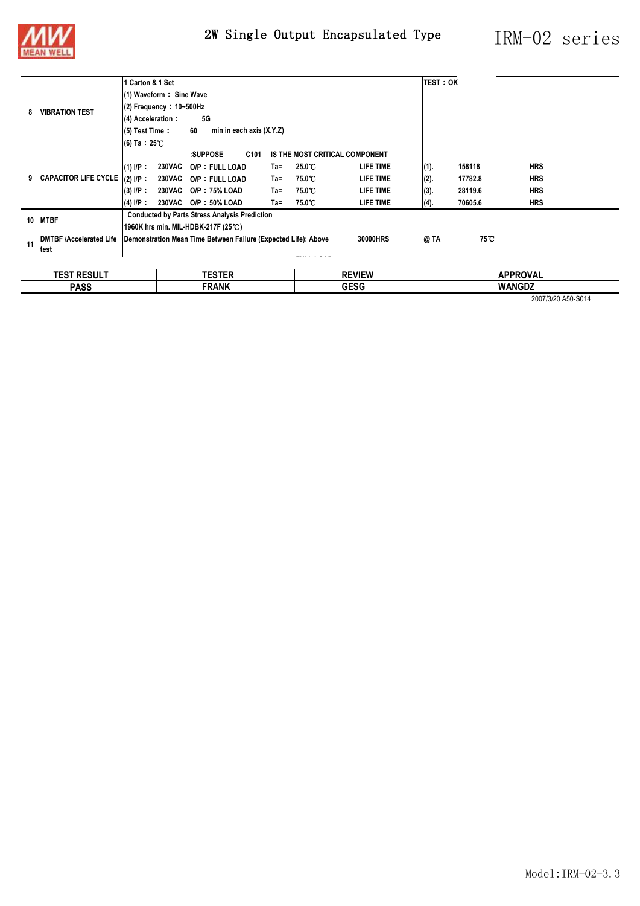# 2W Single Output Encapsulated Type

# IRM-02 series

| | | | |
|---|---|---|---|
| 8 | VIBRATION TEST | 1 Carton & 1 Set<br>(1) Waveform： Sine Wave<br>(2) Frequency：10~500Hz<br>(4) Acceleration： 5G<br>(5) Test Time： 60 min in each axis (X.Y.Z)<br>(6) Ta：25℃ | TEST：OK |
| 9 | CAPACITOR LIFE CYCLE | :SUPPOSE C101 IS THE MOST CRITICAL COMPONENT<br>(1) I/P： 230VAC O/P：FULL LOAD Ta= 25.0℃ LIFE TIME<br>(2) I/P： 230VAC O/P：FULL LOAD Ta= 75.0℃ LIFE TIME<br>(3) I/P： 230VAC O/P：75% LOAD Ta= 75.0℃ LIFE TIME<br>(4) I/P： 230VAC O/P：50% LOAD Ta= 75.0℃ LIFE TIME | <br>(1). 158118 HRS<br>(2). 17782.8 HRS<br>(3). 28119.6 HRS<br>(4). 70605.6 HRS |
| 10 | MTBF | Conducted by Parts Stress Analysis Prediction<br>1960K hrs min. MIL-HDBK-217F (25℃) | |
| 11 | DMTBF /Accelerated Life test | Demonstration Mean Time Between Failure (Expected Life): Above 30000HRS | @ TA 75℃ |

| TEST RESULT | TESTER | REVIEW | APPROVAL |
|---|---|---|---|
| PASS | FRANK | GESG | WANGDZ |

2007/3/20 A50-S014

Model:IRM-02-3.3